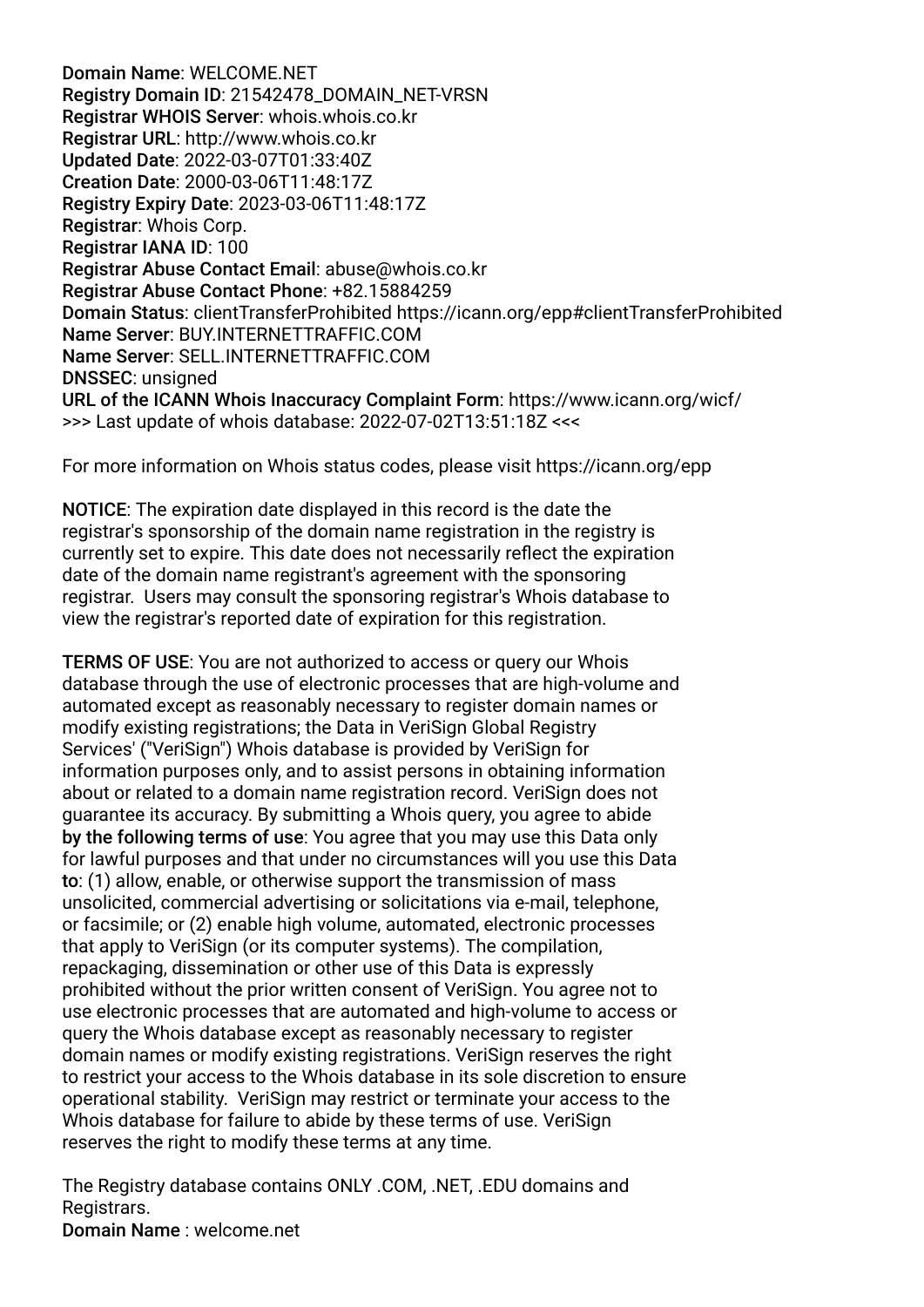**Domain Name**: WELCOME.NET
**Registry Domain ID**: 21542478_DOMAIN_NET-VRSN
**Registrar WHOIS Server**: whois.whois.co.kr
**Registrar URL**: http://www.whois.co.kr
**Updated Date**: 2022-03-07T01:33:40Z
**Creation Date**: 2000-03-06T11:48:17Z
**Registry Expiry Date**: 2023-03-06T11:48:17Z
**Registrar**: Whois Corp.
**Registrar IANA ID**: 100
**Registrar Abuse Contact Email**: abuse@whois.co.kr
**Registrar Abuse Contact Phone**: +82.15884259
**Domain Status**: clientTransferProhibited https://icann.org/epp#clientTransferProhibited
**Name Server**: BUY.INTERNETTRAFFIC.COM
**Name Server**: SELL.INTERNETTRAFFIC.COM
**DNSSEC**: unsigned
**URL of the ICANN Whois Inaccuracy Complaint Form**: https://www.icann.org/wicf/
>>> Last update of whois database: 2022-07-02T13:51:18Z <<<

For more information on Whois status codes, please visit https://icann.org/epp

**NOTICE**: The expiration date displayed in this record is the date the registrar's sponsorship of the domain name registration in the registry is currently set to expire. This date does not necessarily reflect the expiration date of the domain name registrant's agreement with the sponsoring registrar. Users may consult the sponsoring registrar's Whois database to view the registrar's reported date of expiration for this registration.

**TERMS OF USE**: You are not authorized to access or query our Whois database through the use of electronic processes that are high-volume and automated except as reasonably necessary to register domain names or modify existing registrations; the Data in VeriSign Global Registry Services' ("VeriSign") Whois database is provided by VeriSign for information purposes only, and to assist persons in obtaining information about or related to a domain name registration record. VeriSign does not guarantee its accuracy. By submitting a Whois query, you agree to abide **by the following terms of use**: You agree that you may use this Data only for lawful purposes and that under no circumstances will you use this Data **to**: (1) allow, enable, or otherwise support the transmission of mass unsolicited, commercial advertising or solicitations via e-mail, telephone, or facsimile; or (2) enable high volume, automated, electronic processes that apply to VeriSign (or its computer systems). The compilation, repackaging, dissemination or other use of this Data is expressly prohibited without the prior written consent of VeriSign. You agree not to use electronic processes that are automated and high-volume to access or query the Whois database except as reasonably necessary to register domain names or modify existing registrations. VeriSign reserves the right to restrict your access to the Whois database in its sole discretion to ensure operational stability. VeriSign may restrict or terminate your access to the Whois database for failure to abide by these terms of use. VeriSign reserves the right to modify these terms at any time.

The Registry database contains ONLY .COM, .NET, .EDU domains and Registrars.
**Domain Name** : welcome.net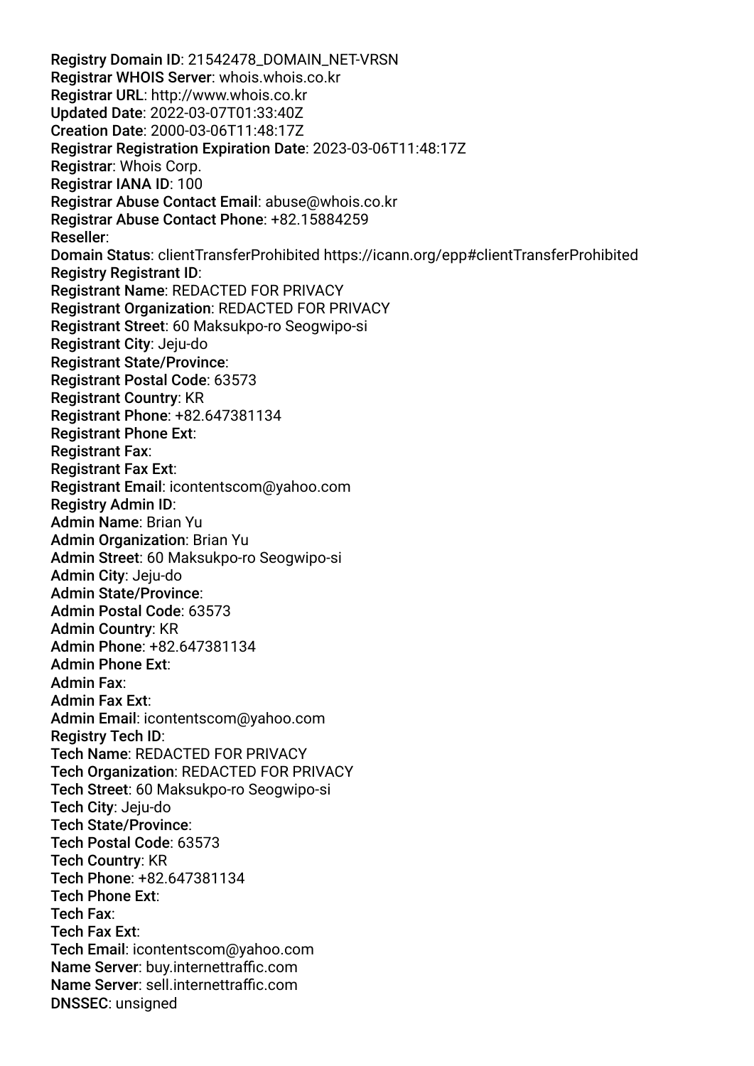**Registry Domain ID**: 21542478_DOMAIN_NET-VRSN
**Registrar WHOIS Server**: whois.whois.co.kr
**Registrar URL**: http://www.whois.co.kr
**Updated Date**: 2022-03-07T01:33:40Z
**Creation Date**: 2000-03-06T11:48:17Z
**Registrar Registration Expiration Date**: 2023-03-06T11:48:17Z
**Registrar**: Whois Corp.
**Registrar IANA ID**: 100
**Registrar Abuse Contact Email**: abuse@whois.co.kr
**Registrar Abuse Contact Phone**: +82.15884259
**Reseller**:
**Domain Status**: clientTransferProhibited https://icann.org/epp#clientTransferProhibited
**Registry Registrant ID**:
**Registrant Name**: REDACTED FOR PRIVACY
**Registrant Organization**: REDACTED FOR PRIVACY
**Registrant Street**: 60 Maksukpo-ro Seogwipo-si
**Registrant City**: Jeju-do
**Registrant State/Province**:
**Registrant Postal Code**: 63573
**Registrant Country**: KR
**Registrant Phone**: +82.647381134
**Registrant Phone Ext**:
**Registrant Fax**:
**Registrant Fax Ext**:
**Registrant Email**: icontentscom@yahoo.com
**Registry Admin ID**:
**Admin Name**: Brian Yu
**Admin Organization**: Brian Yu
**Admin Street**: 60 Maksukpo-ro Seogwipo-si
**Admin City**: Jeju-do
**Admin State/Province**:
**Admin Postal Code**: 63573
**Admin Country**: KR
**Admin Phone**: +82.647381134
**Admin Phone Ext**:
**Admin Fax**:
**Admin Fax Ext**:
**Admin Email**: icontentscom@yahoo.com
**Registry Tech ID**:
**Tech Name**: REDACTED FOR PRIVACY
**Tech Organization**: REDACTED FOR PRIVACY
**Tech Street**: 60 Maksukpo-ro Seogwipo-si
**Tech City**: Jeju-do
**Tech State/Province**:
**Tech Postal Code**: 63573
**Tech Country**: KR
**Tech Phone**: +82.647381134
**Tech Phone Ext**:
**Tech Fax**:
**Tech Fax Ext**:
**Tech Email**: icontentscom@yahoo.com
**Name Server**: buy.internettraffic.com
**Name Server**: sell.internettraffic.com
**DNSSEC**: unsigned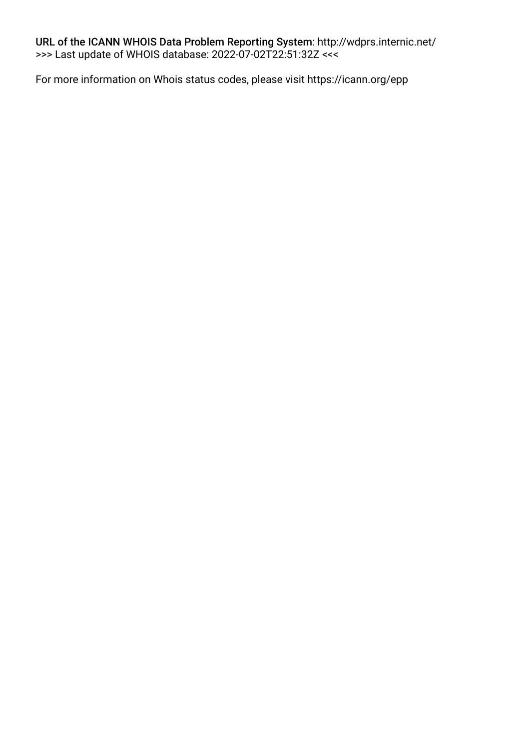URL of the ICANN WHOIS Data Problem Reporting System: http://wdprs.internic.net/
>>> Last update of WHOIS database: 2022-07-02T22:51:32Z <<<

For more information on Whois status codes, please visit https://icann.org/epp